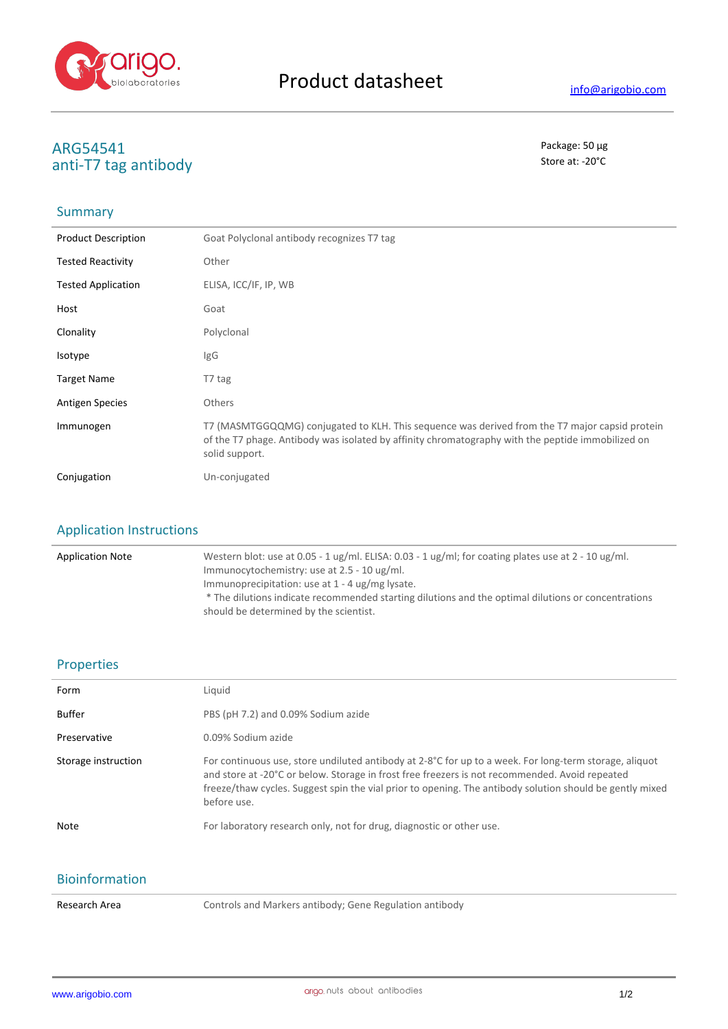Product datasheet

info@arigobio.com

# ARG54541
# anti-T7 tag antibody

Package: 50 μg
Store at: -20°C

## Summary

| | |
|---|---|
| Product Description | Goat Polyclonal antibody recognizes T7 tag |
| Tested Reactivity | Other |
| Tested Application | ELISA, ICC/IF, IP, WB |
| Host | Goat |
| Clonality | Polyclonal |
| Isotype | IgG |
| Target Name | T7 tag |
| Antigen Species | Others |
| Immunogen | T7 (MASMTGGQQMG) conjugated to KLH. This sequence was derived from the T7 major capsid protein of the T7 phage. Antibody was isolated by affinity chromatography with the peptide immobilized on solid support. |
| Conjugation | Un-conjugated |

## Application Instructions

| | |
|---|---|
| Application Note | Western blot: use at 0.05 - 1 ug/ml. ELISA: 0.03 - 1 ug/ml; for coating plates use at 2 - 10 ug/ml.<br>Immunocytochemistry: use at 2.5 - 10 ug/ml.<br>Immunoprecipitation: use at 1 - 4 ug/mg lysate.<br>* The dilutions indicate recommended starting dilutions and the optimal dilutions or concentrations should be determined by the scientist. |

## Properties

| | |
|---|---|
| Form | Liquid |
| Buffer | PBS (pH 7.2) and 0.09% Sodium azide |
| Preservative | 0.09% Sodium azide |
| Storage instruction | For continuous use, store undiluted antibody at 2-8°C for up to a week. For long-term storage, aliquot and store at -20°C or below. Storage in frost free freezers is not recommended. Avoid repeated freeze/thaw cycles. Suggest spin the vial prior to opening. The antibody solution should be gently mixed before use. |
| Note | For laboratory research only, not for drug, diagnostic or other use. |

## Bioinformation

| | |
|---|---|
| Research Area | Controls and Markers antibody; Gene Regulation antibody |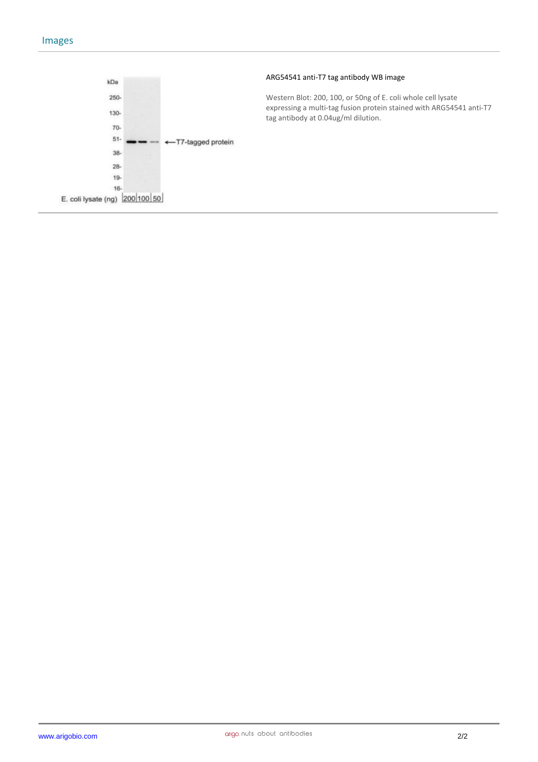## Images

kDa
250-
130-
70-
51-
38-
28-
19-
16-
←T7-tagged protein
E. coli lysate (ng) 200 100 50

ARG54541 anti-T7 tag antibody WB image

Western Blot: 200, 100, or 50ng of E. coli whole cell lysate expressing a multi-tag fusion protein stained with ARG54541 anti-T7 tag antibody at 0.04ug/ml dilution.